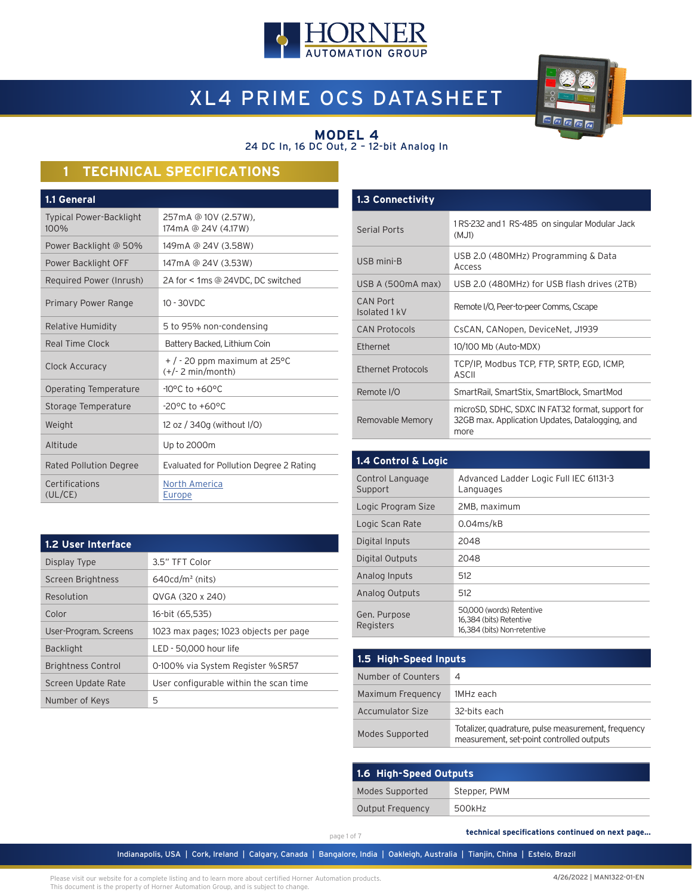# XL4 PRIME OCS DATASHEET

## MODEL 4

24 DC In, 16 DC Out, 2 – 12-bit Analog In

## 1 TECHNICAL SPECIFICATIONS

### 1.1 General

| | |
|---|---|
| Typical Power-Backlight 100% | 257mA @ 10V (2.57W), 174mA @ 24V (4.17W) |
| Power Backlight @ 50% | 149mA @ 24V (3.58W) |
| Power Backlight OFF | 147mA @ 24V (3.53W) |
| Required Power (Inrush) | 2A for < 1ms @ 24VDC, DC switched |
| Primary Power Range | 10 - 30VDC |
| Relative Humidity | 5 to 95% non-condensing |
| Real Time Clock | Battery Backed, Lithium Coin |
| Clock Accuracy | + / - 20 ppm maximum at 25°C (+/- 2 min/month) |
| Operating Temperature | -10°C to +60°C |
| Storage Temperature | -20°C to +60°C |
| Weight | 12 oz / 340g (without I/O) |
| Altitude | Up to 2000m |
| Rated Pollution Degree | Evaluated for Pollution Degree 2 Rating |
| Certifications (UL/CE) | North America<br>Europe |

### 1.2 User Interface

| | |
|---|---|
| Display Type | 3.5" TFT Color |
| Screen Brightness | 640cd/m² (nits) |
| Resolution | QVGA (320 x 240) |
| Color | 16-bit (65,535) |
| User-Program. Screens | 1023 max pages; 1023 objects per page |
| Backlight | LED - 50,000 hour life |
| Brightness Control | 0-100% via System Register %SR57 |
| Screen Update Rate | User configurable within the scan time |
| Number of Keys | 5 |

### 1.3 Connectivity

| | |
|---|---|
| Serial Ports | 1 RS-232 and 1 RS-485 on singular Modular Jack (MJ1) |
| USB mini-B | USB 2.0 (480MHz) Programming & Data Access |
| USB A (500mA max) | USB 2.0 (480MHz) for USB flash drives (2TB) |
| CAN Port Isolated 1 kV | Remote I/O, Peer-to-peer Comms, Cscape |
| CAN Protocols | CsCAN, CANopen, DeviceNet, J1939 |
| Ethernet | 10/100 Mb (Auto-MDX) |
| Ethernet Protocols | TCP/IP, Modbus TCP, FTP, SRTP, EGD, ICMP, ASCII |
| Remote I/O | SmartRail, SmartStix, SmartBlock, SmartMod |
| Removable Memory | microSD, SDHC, SDXC IN FAT32 format, support for 32GB max. Application Updates, Datalogging, and more |

### 1.4 Control & Logic

| | |
|---|---|
| Control Language Support | Advanced Ladder Logic Full IEC 61131-3 Languages |
| Logic Program Size | 2MB, maximum |
| Logic Scan Rate | 0.04ms/kB |
| Digital Inputs | 2048 |
| Digital Outputs | 2048 |
| Analog Inputs | 512 |
| Analog Outputs | 512 |
| Gen. Purpose Registers | 50,000 (words) Retentive<br>16,384 (bits) Retentive<br>16,384 (bits) Non-retentive |

### 1.5 High-Speed Inputs

| | |
|---|---|
| Number of Counters | 4 |
| Maximum Frequency | 1MHz each |
| Accumulator Size | 32-bits each |
| Modes Supported | Totalizer, quadrature, pulse measurement, frequency measurement, set-point controlled outputs |

### 1.6 High-Speed Outputs

| | |
|---|---|
| Modes Supported | Stepper, PWM |
| Output Frequency | 500kHz |

**technical specifications continued on next page...**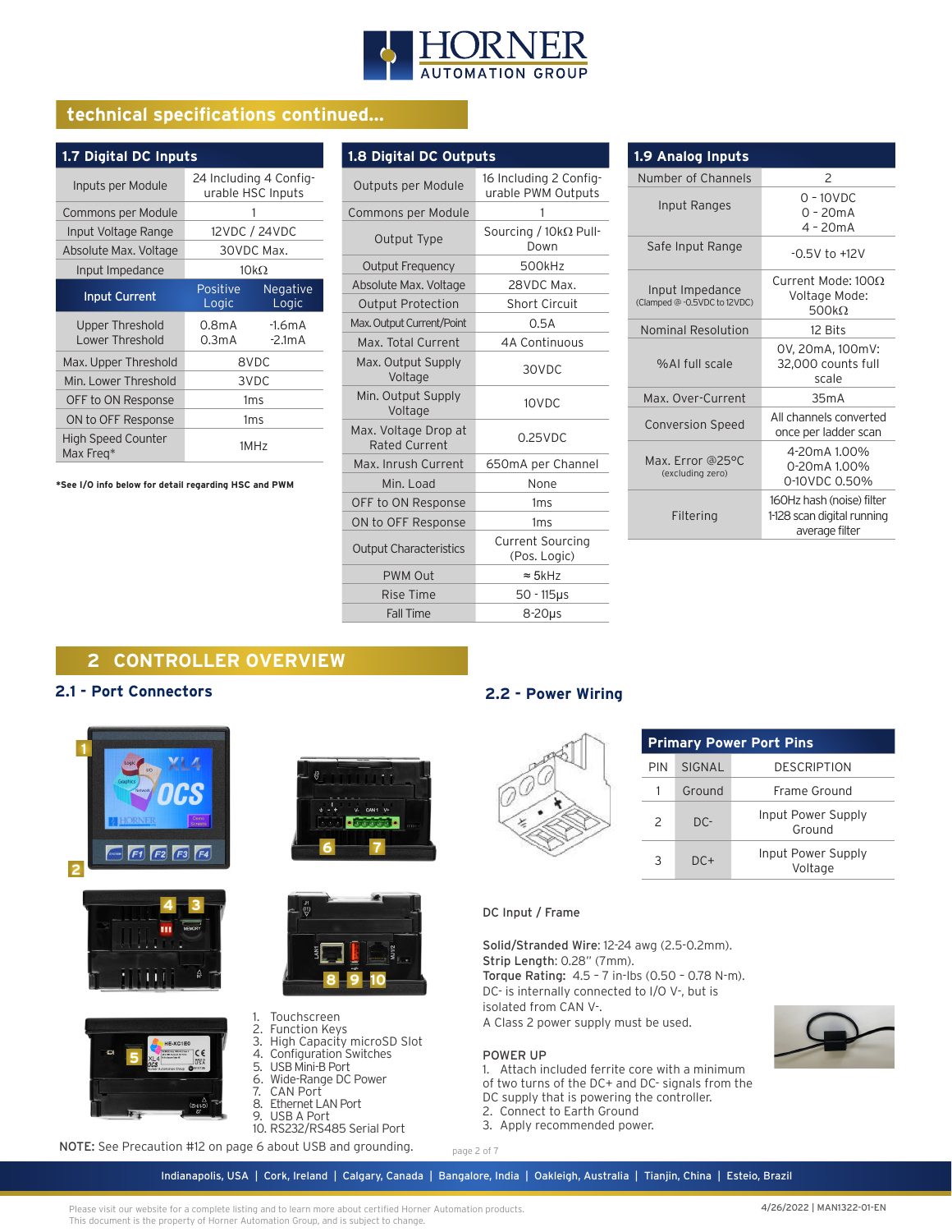## technical specifications continued...

### 1.7 Digital DC Inputs

| 1.7 Digital DC Inputs | | |
|---|---|---|
| Inputs per Module | 24 Including 4 Configurable HSC Inputs | |
| Commons per Module | 1 | |
| Input Voltage Range | 12VDC / 24VDC | |
| Absolute Max. Voltage | 30VDC Max. | |
| Input Impedance | 10kΩ | |
| **Input Current** | **Positive Logic** | **Negative Logic** |
| Upper Threshold<br>Lower Threshold | 0.8mA<br>0.3mA | -1.6mA<br>-2.1mA |
| Max. Upper Threshold | 8VDC | |
| Min. Lower Threshold | 3VDC | |
| OFF to ON Response | 1ms | |
| ON to OFF Response | 1ms | |
| High Speed Counter Max Freq* | 1MHz | |

*See I/O info below for detail regarding HSC and PWM

### 1.8 Digital DC Outputs

| 1.8 Digital DC Outputs | |
|---|---|
| Outputs per Module | 16 Including 2 Configurable PWM Outputs |
| Commons per Module | 1 |
| Output Type | Sourcing / 10kΩ Pull-Down |
| Output Frequency | 500kHz |
| Absolute Max. Voltage | 28VDC Max. |
| Output Protection | Short Circuit |
| Max. Output Current/Point | 0.5A |
| Max. Total Current | 4A Continuous |
| Max. Output Supply Voltage | 30VDC |
| Min. Output Supply Voltage | 10VDC |
| Max. Voltage Drop at Rated Current | 0.25VDC |
| Max. Inrush Current | 650mA per Channel |
| Min. Load | None |
| OFF to ON Response | 1ms |
| ON to OFF Response | 1ms |
| Output Characteristics | Current Sourcing (Pos. Logic) |
| PWM Out | ≈ 5kHz |
| Rise Time | 50 - 115µs |
| Fall Time | 8-20µs |

### 1.9 Analog Inputs

| 1.9 Analog Inputs | |
|---|---|
| Number of Channels | 2 |
| Input Ranges | 0 - 10VDC<br>0 - 20mA<br>4 - 20mA |
| Safe Input Range | -0.5V to +12V |
| Input Impedance (Clamped @ -0.5VDC to 12VDC) | Current Mode: 100Ω<br>Voltage Mode: 500kΩ |
| Nominal Resolution | 12 Bits |
| %AI full scale | 0V, 20mA, 100mV: 32,000 counts full scale |
| Max. Over-Current | 35mA |
| Conversion Speed | All channels converted once per ladder scan |
| Max. Error @25°C (excluding zero) | 4-20mA 1.00%<br>0-20mA 1.00%<br>0-10VDC 0.50% |
| Filtering | 160Hz hash (noise) filter<br>1-128 scan digital running average filter |

# 2 CONTROLLER OVERVIEW

## 2.1 - Port Connectors

1. Touchscreen
2. Function Keys
3. High Capacity microSD Slot
4. Configuration Switches
5. USB Mini-B Port
6. Wide-Range DC Power
7. CAN Port
8. Ethernet LAN Port
9. USB A Port
10. RS232/RS485 Serial Port

**NOTE:** See Precaution #12 on page 6 about USB and grounding.

## 2.2 - Power Wiring

| Primary Power Port Pins | | |
|---|---|---|
| PIN | SIGNAL | DESCRIPTION |
| 1 | Ground | Frame Ground |
| 2 | DC- | Input Power Supply Ground |
| 3 | DC+ | Input Power Supply Voltage |

DC Input / Frame

**Solid/Stranded Wire:** 12-24 awg (2.5-0.2mm).
**Strip Length:** 0.28" (7mm).
**Torque Rating:** 4.5 – 7 in-lbs (0.50 – 0.78 N-m).
DC- is internally connected to I/O V-, but is isolated from CAN V-.
A Class 2 power supply must be used.

POWER UP
1. Attach included ferrite core with a minimum of two turns of the DC+ and DC- signals from the DC supply that is powering the controller.
2. Connect to Earth Ground
3. Apply recommended power.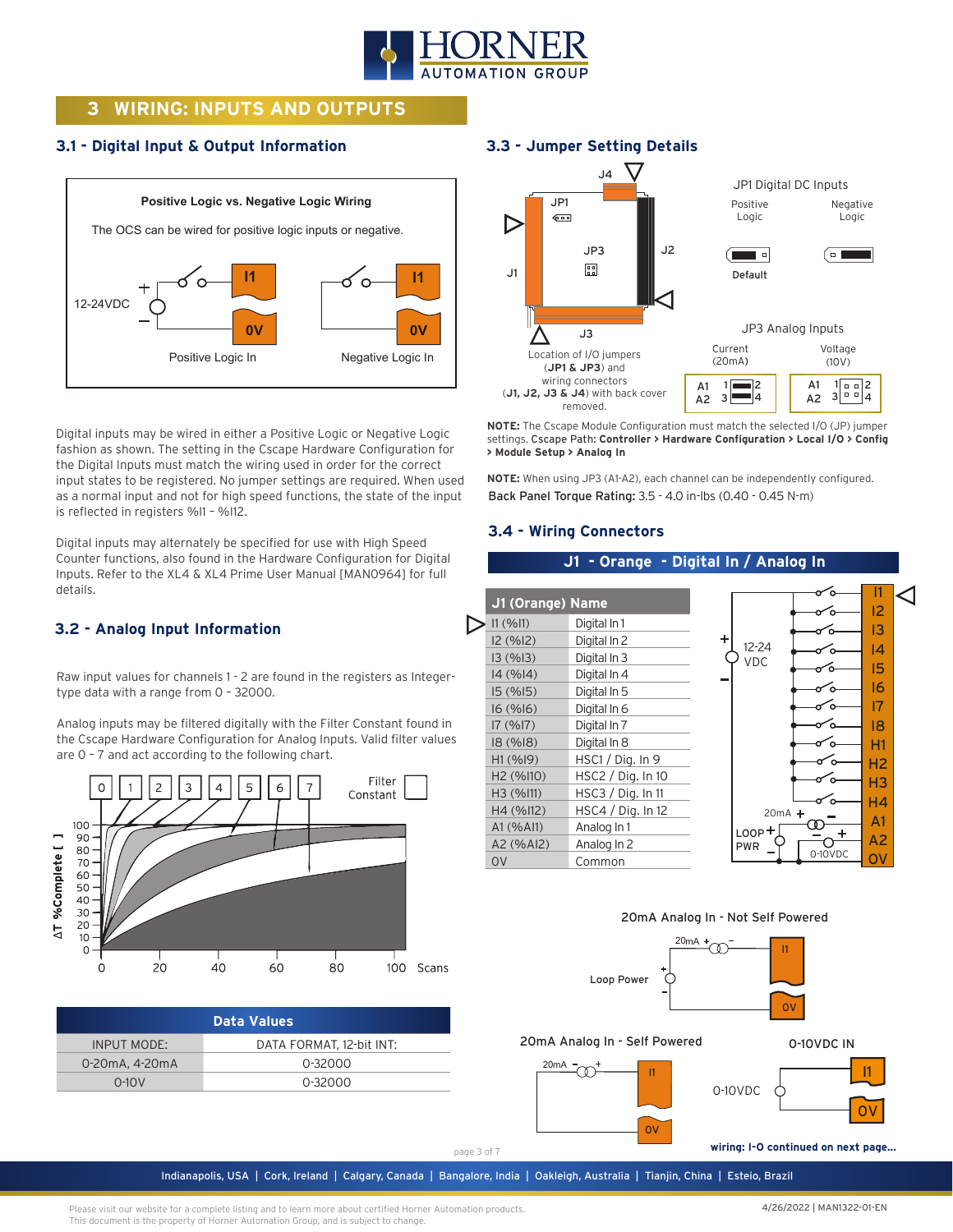# 3 WIRING: INPUTS AND OUTPUTS

## 3.1 - Digital Input & Output Information

**Positive Logic vs. Negative Logic Wiring**

The OCS can be wired for positive logic inputs or negative.

12-24VDC

Positive Logic In | Negative Logic In

Digital inputs may be wired in either a Positive Logic or Negative Logic fashion as shown. The setting in the Cscape Hardware Configuration for the Digital Inputs must match the wiring used in order for the correct input states to be registered. No jumper settings are required. When used as a normal input and not for high speed functions, the state of the input is reflected in registers %I1 - %I12.

Digital inputs may alternately be specified for use with High Speed Counter functions, also found in the Hardware Configuration for Digital Inputs. Refer to the XL4 & XL4 Prime User Manual [MAN0964] for full details.

## 3.2 - Analog Input Information

Raw input values for channels 1 - 2 are found in the registers as Integer-type data with a range from 0 - 32000.

Analog inputs may be filtered digitally with the Filter Constant found in the Cscape Hardware Configuration for Analog Inputs. Valid filter values are 0 - 7 and act according to the following chart.

Filter Constant: 0, 1, 2, 3, 4, 5, 6, 7

ΔT %Complete [ ] (0–100) vs. Scans (0–100)

| Data Values | |
|---|---|
| INPUT MODE: | DATA FORMAT, 12-bit INT: |
| 0-20mA, 4-20mA | 0-32000 |
| 0-10V | 0-32000 |

## 3.3 - Jumper Setting Details

Location of I/O jumpers (**JP1 & JP3**) and wiring connectors (**J1, J2, J3 & J4**) with back cover removed.

JP1 Digital DC Inputs: Positive Logic (Default) | Negative Logic

JP3 Analog Inputs: Current (20mA) | Voltage (10V)

**NOTE:** The Cscape Module Configuration must match the selected I/O (JP) jumper settings. Cscape Path: **Controller > Hardware Configuration > Local I/O > Config > Module Setup > Analog In**

**NOTE:** When using JP3 (A1-A2), each channel can be independently configured.

Back Panel Torque Rating: 3.5 - 4.0 in-lbs (0.40 - 0.45 N-m)

## 3.4 - Wiring Connectors

### J1 - Orange - Digital In / Analog In

| J1 (Orange) Name | |
|---|---|
| I1 (%I1) | Digital In 1 |
| I2 (%I2) | Digital In 2 |
| I3 (%I3) | Digital In 3 |
| I4 (%I4) | Digital In 4 |
| I5 (%I5) | Digital In 5 |
| I6 (%I6) | Digital In 6 |
| I7 (%I7) | Digital In 7 |
| I8 (%I8) | Digital In 8 |
| H1 (%I9) | HSC1 / Dig. In 9 |
| H2 (%I10) | HSC2 / Dig. In 10 |
| H3 (%I11) | HSC3 / Dig. In 11 |
| H4 (%I12) | HSC4 / Dig. In 12 |
| A1 (%AI1) | Analog In 1 |
| A2 (%AI2) | Analog In 2 |
| 0V | Common |

20mA Analog In - Not Self Powered

20mA Analog In - Self Powered

0-10VDC IN

wiring: I-O continued on next page...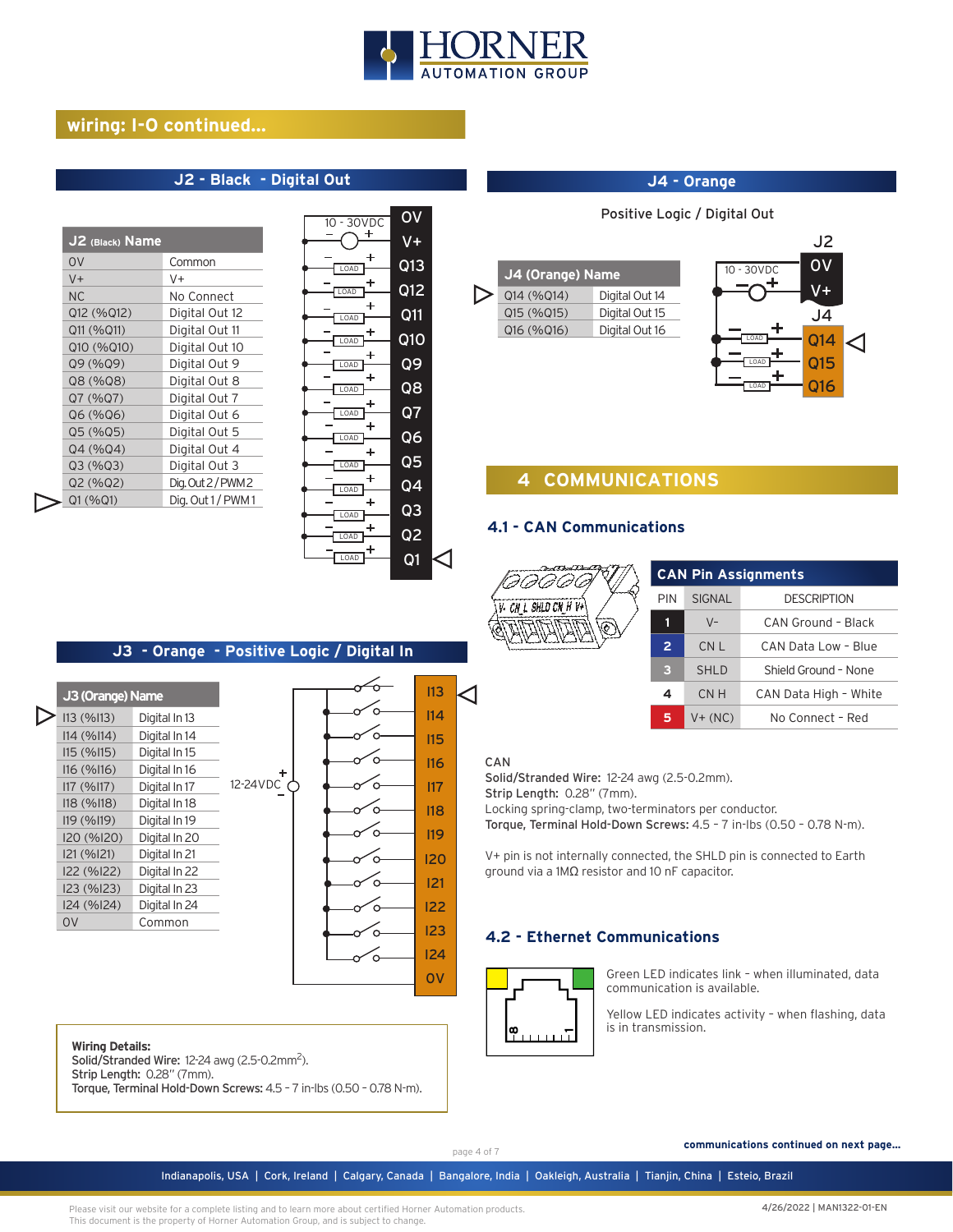## wiring: I-O continued...

### J2 - Black - Digital Out

| J2 (Black) Name | |
|---|---|
| 0V | Common |
| V+ | V+ |
| NC | No Connect |
| Q12 (%Q12) | Digital Out 12 |
| Q11 (%Q11) | Digital Out 11 |
| Q10 (%Q10) | Digital Out 10 |
| Q9 (%Q9) | Digital Out 9 |
| Q8 (%Q8) | Digital Out 8 |
| Q7 (%Q7) | Digital Out 7 |
| Q6 (%Q6) | Digital Out 6 |
| Q5 (%Q5) | Digital Out 5 |
| Q4 (%Q4) | Digital Out 4 |
| Q3 (%Q3) | Digital Out 3 |
| Q2 (%Q2) | Dig. Out 2 / PWM 2 |
| Q1 (%Q1) | Dig. Out 1 / PWM 1 |

### J4 - Orange

Positive Logic / Digital Out

| J4 (Orange) Name | |
|---|---|
| Q14 (%Q14) | Digital Out 14 |
| Q15 (%Q15) | Digital Out 15 |
| Q16 (%Q16) | Digital Out 16 |

### J3 - Orange - Positive Logic / Digital In

| J3 (Orange) Name | |
|---|---|
| I13 (%I13) | Digital In 13 |
| I14 (%I14) | Digital In 14 |
| I15 (%I15) | Digital In 15 |
| I16 (%I16) | Digital In 16 |
| I17 (%I17) | Digital In 17 |
| I18 (%I18) | Digital In 18 |
| I19 (%I19) | Digital In 19 |
| I20 (%I20) | Digital In 20 |
| I21 (%I21) | Digital In 21 |
| I22 (%I22) | Digital In 22 |
| I23 (%I23) | Digital In 23 |
| I24 (%I24) | Digital In 24 |
| 0V | Common |

**Wiring Details:**
**Solid/Stranded Wire:** 12-24 awg (2.5-0.2mm$^2$).
**Strip Length:** 0.28" (7mm).
**Torque, Terminal Hold-Down Screws:** 4.5 – 7 in-lbs (0.50 – 0.78 N-m).

## 4 COMMUNICATIONS

### 4.1 - CAN Communications

| CAN Pin Assignments | | |
|---|---|---|
| PIN | SIGNAL | DESCRIPTION |
| 1 | V- | CAN Ground - Black |
| 2 | CN L | CAN Data Low - Blue |
| 3 | SHLD | Shield Ground - None |
| 4 | CN H | CAN Data High - White |
| 5 | V+ (NC) | No Connect - Red |

CAN
**Solid/Stranded Wire:** 12-24 awg (2.5-0.2mm).
**Strip Length:** 0.28" (7mm).
Locking spring-clamp, two-terminators per conductor.
**Torque, Terminal Hold-Down Screws:** 4.5 - 7 in-lbs (0.50 - 0.78 N-m).

V+ pin is not internally connected, the SHLD pin is connected to Earth ground via a 1MΩ resistor and 10 nF capacitor.

### 4.2 - Ethernet Communications

Green LED indicates link – when illuminated, data communication is available.

Yellow LED indicates activity – when flashing, data is in transmission.

**communications continued on next page...**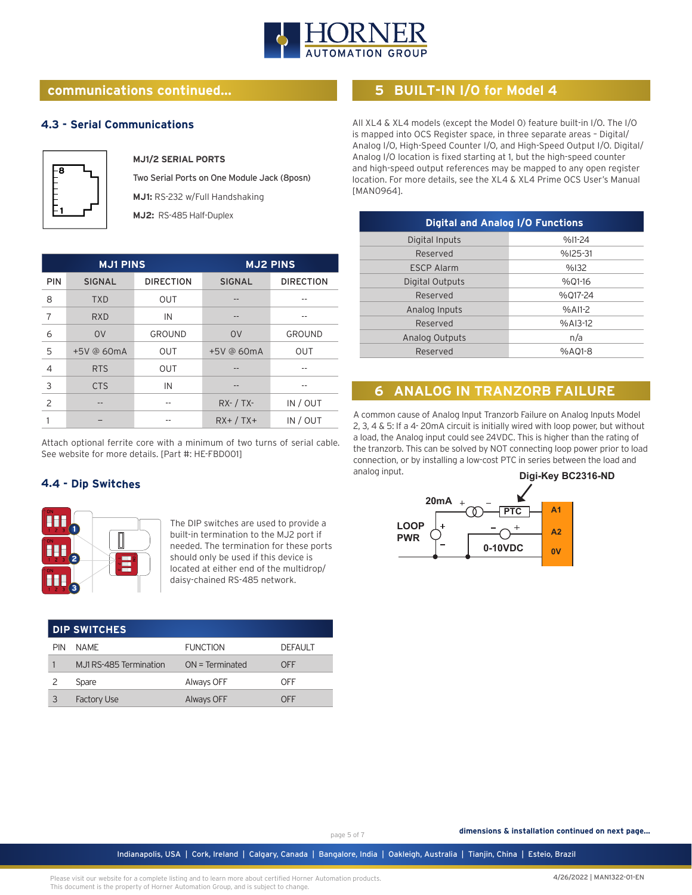## communications continued...

### 4.3 - Serial Communications

**MJ1/2 SERIAL PORTS**

Two Serial Ports on One Module Jack (8posn)

**MJ1:** RS-232 w/Full Handshaking

**MJ2:** RS-485 Half-Duplex

| | MJ1 PINS | | MJ2 PINS | |
|---|---|---|---|---|
| PIN | SIGNAL | DIRECTION | SIGNAL | DIRECTION |
| 8 | TXD | OUT | -- | -- |
| 7 | RXD | IN | -- | -- |
| 6 | 0V | GROUND | 0V | GROUND |
| 5 | +5V @ 60mA | OUT | +5V @ 60mA | OUT |
| 4 | RTS | OUT | -- | -- |
| 3 | CTS | IN | -- | -- |
| 2 | -- | -- | RX- / TX- | IN / OUT |
| 1 | – | -- | RX+ / TX+ | IN / OUT |

Attach optional ferrite core with a minimum of two turns of serial cable. See website for more details. [Part #: HE-FBD001]

### 4.4 - Dip Switches

The DIP switches are used to provide a built-in termination to the MJ2 port if needed. The termination for these ports should only be used if this device is located at either end of the multidrop/daisy-chained RS-485 network.

| DIP SWITCHES | | | |
|---|---|---|---|
| PIN | NAME | FUNCTION | DEFAULT |
| 1 | MJ1 RS-485 Termination | ON = Terminated | OFF |
| 2 | Spare | Always OFF | OFF |
| 3 | Factory Use | Always OFF | OFF |

## 5 BUILT-IN I/O for Model 4

All XL4 & XL4 models (except the Model 0) feature built-in I/O. The I/O is mapped into OCS Register space, in three separate areas – Digital/Analog I/O, High-Speed Counter I/O, and High-Speed Output I/O. Digital/Analog I/O location is fixed starting at 1, but the high-speed counter and high-speed output references may be mapped to any open register location. For more details, see the XL4 & XL4 Prime OCS User's Manual [MAN0964].

| Digital and Analog I/O Functions | |
|---|---|
| Digital Inputs | %I1-24 |
| Reserved | %I25-31 |
| ESCP Alarm | %I32 |
| Digital Outputs | %Q1-16 |
| Reserved | %Q17-24 |
| Analog Inputs | %AI1-2 |
| Reserved | %AI3-12 |
| Analog Outputs | n/a |
| Reserved | %AQ1-8 |

## 6 ANALOG IN TRANZORB FAILURE

A common cause of Analog Input Tranzorb Failure on Analog Inputs Model 2, 3, 4 & 5: If a 4- 20mA circuit is initially wired with loop power, but without a load, the Analog input could see 24VDC. This is higher than the rating of the tranzorb. This can be solved by NOT connecting loop power prior to load connection, or by installing a low-cost PTC in series between the load and analog input.

Digi-Key BC2316-ND

20mA + – PTC A1

LOOP PWR + – – + A2

0-10VDC 0V

dimensions & installation continued on next page...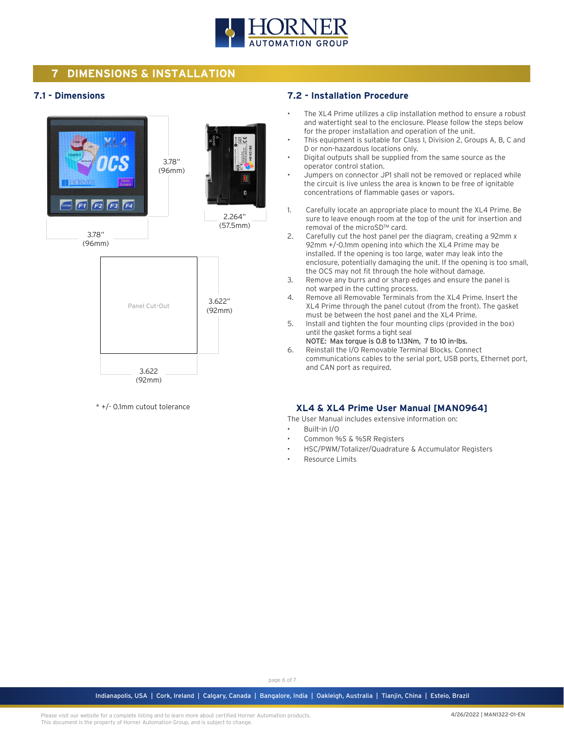## 7 DIMENSIONS & INSTALLATION

### 7.1 - Dimensions

3.78" (96mm)

3.78" (96mm)

2.264" (57.5mm)

Panel Cut-Out

3.622" (92mm)

3.622 (92mm)

* +/- 0.1mm cutout tolerance

### 7.2 - Installation Procedure

- The XL4 Prime utilizes a clip installation method to ensure a robust and watertight seal to the enclosure. Please follow the steps below for the proper installation and operation of the unit.
- This equipment is suitable for Class I, Division 2, Groups A, B, C and D or non-hazardous locations only.
- Digital outputs shall be supplied from the same source as the operator control station.
- Jumpers on connector JP1 shall not be removed or replaced while the circuit is live unless the area is known to be free of ignitable concentrations of flammable gases or vapors.

1. Carefully locate an appropriate place to mount the XL4 Prime. Be sure to leave enough room at the top of the unit for insertion and removal of the microSD™ card.
2. Carefully cut the host panel per the diagram, creating a 92mm x 92mm +/-0.1mm opening into which the XL4 Prime may be installed. If the opening is too large, water may leak into the enclosure, potentially damaging the unit. If the opening is too small, the OCS may not fit through the hole without damage.
3. Remove any burrs and or sharp edges and ensure the panel is not warped in the cutting process.
4. Remove all Removable Terminals from the XL4 Prime. Insert the XL4 Prime through the panel cutout (from the front). The gasket must be between the host panel and the XL4 Prime.
5. Install and tighten the four mounting clips (provided in the box) until the gasket forms a tight seal
   **NOTE: Max torque is 0.8 to 1.13Nm, 7 to 10 in-lbs.**
6. Reinstall the I/O Removable Terminal Blocks. Connect communications cables to the serial port, USB ports, Ethernet port, and CAN port as required.

### XL4 & XL4 Prime User Manual [MAN0964]

The User Manual includes extensive information on:

- Built-in I/O
- Common %S & %SR Registers
- HSC/PWM/Totalizer/Quadrature & Accumulator Registers
- Resource Limits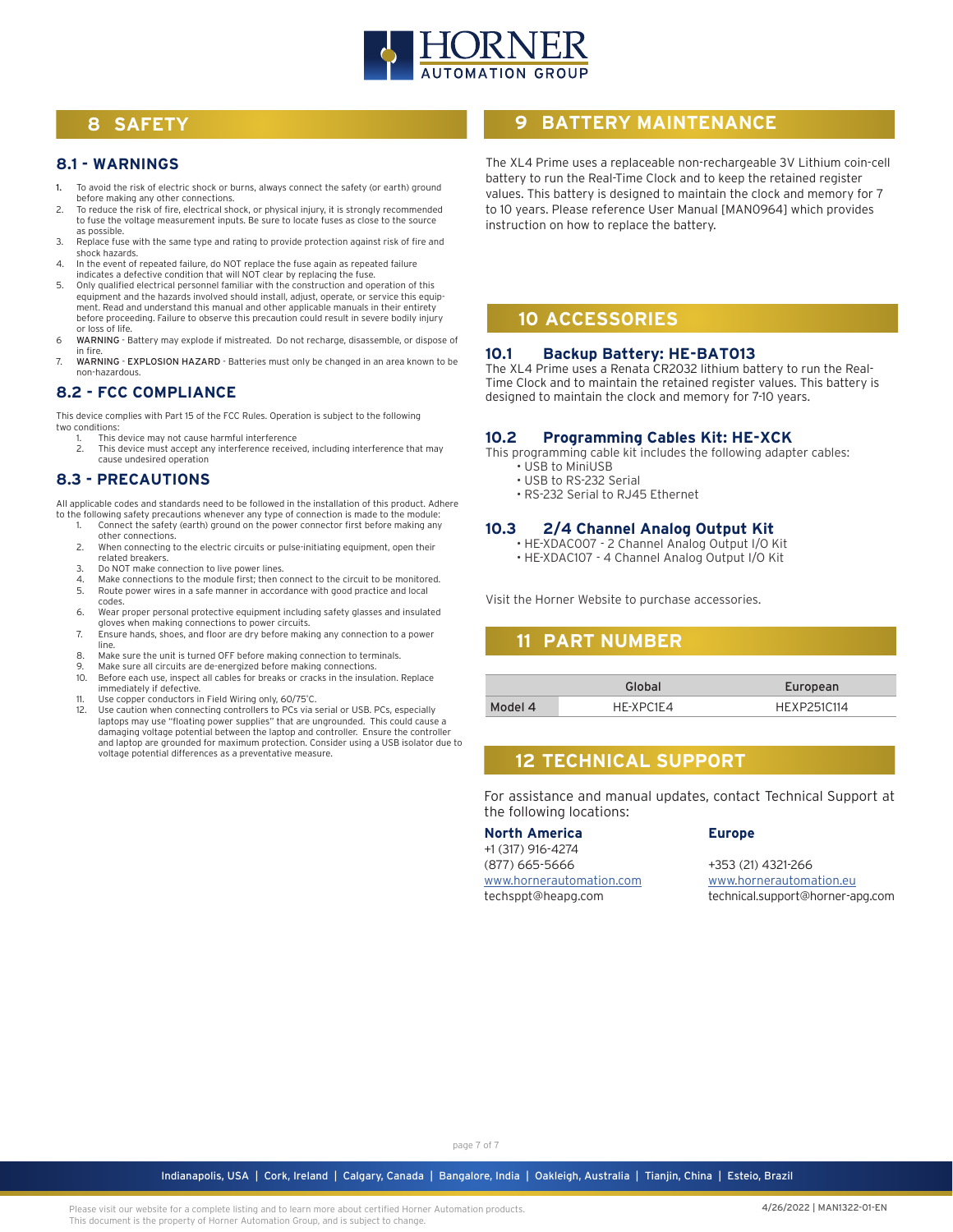# 8 SAFETY

## 8.1 - WARNINGS

1. To avoid the risk of electric shock or burns, always connect the safety (or earth) ground before making any other connections.
2. To reduce the risk of fire, electrical shock, or physical injury, it is strongly recommended to fuse the voltage measurement inputs. Be sure to locate fuses as close to the source as possible.
3. Replace fuse with the same type and rating to provide protection against risk of fire and shock hazards.
4. In the event of repeated failure, do NOT replace the fuse again as repeated failure indicates a defective condition that will NOT clear by replacing the fuse.
5. Only qualified electrical personnel familiar with the construction and operation of this equipment and the hazards involved should install, adjust, operate, or service this equipment. Read and understand this manual and other applicable manuals in their entirety before proceeding. Failure to observe this precaution could result in severe bodily injury or loss of life.
6. WARNING - Battery may explode if mistreated. Do not recharge, disassemble, or dispose of in fire.
7. WARNING - EXPLOSION HAZARD - Batteries must only be changed in an area known to be non-hazardous.

## 8.2 - FCC COMPLIANCE

This device complies with Part 15 of the FCC Rules. Operation is subject to the following two conditions:

1. This device may not cause harmful interference
2. This device must accept any interference received, including interference that may cause undesired operation

## 8.3 - PRECAUTIONS

All applicable codes and standards need to be followed in the installation of this product. Adhere to the following safety precautions whenever any type of connection is made to the module:

1. Connect the safety (earth) ground on the power connector first before making any other connections.
2. When connecting to the electric circuits or pulse-initiating equipment, open their related breakers.
3. Do NOT make connection to live power lines.
4. Make connections to the module first; then connect to the circuit to be monitored.
5. Route power wires in a safe manner in accordance with good practice and local codes.
6. Wear proper personal protective equipment including safety glasses and insulated gloves when making connections to power circuits.
7. Ensure hands, shoes, and floor are dry before making any connection to a power line.
8. Make sure the unit is turned OFF before making connection to terminals.
9. Make sure all circuits are de-energized before making connections.
10. Before each use, inspect all cables for breaks or cracks in the insulation. Replace immediately if defective.
11. Use copper conductors in Field Wiring only, 60/75°C.
12. Use caution when connecting controllers to PCs via serial or USB. PCs, especially laptops may use "floating power supplies" that are ungrounded. This could cause a damaging voltage potential between the laptop and controller. Ensure the controller and laptop are grounded for maximum protection. Consider using a USB isolator due to voltage potential differences as a preventative measure.

# 9 BATTERY MAINTENANCE

The XL4 Prime uses a replaceable non-rechargeable 3V Lithium coin-cell battery to run the Real-Time Clock and to keep the retained register values. This battery is designed to maintain the clock and memory for 7 to 10 years. Please reference User Manual [MAN0964] which provides instruction on how to replace the battery.

# 10 ACCESSORIES

## 10.1 Backup Battery: HE-BAT013

The XL4 Prime uses a Renata CR2032 lithium battery to run the Real-Time Clock and to maintain the retained register values. This battery is designed to maintain the clock and memory for 7-10 years.

## 10.2 Programming Cables Kit: HE-XCK

This programming cable kit includes the following adapter cables:

- USB to MiniUSB
- USB to RS-232 Serial
- RS-232 Serial to RJ45 Ethernet

## 10.3 2/4 Channel Analog Output Kit

- HE-XDAC007 - 2 Channel Analog Output I/O Kit
- HE-XDAC107 - 4 Channel Analog Output I/O Kit

Visit the Horner Website to purchase accessories.

# 11 PART NUMBER

| | Global | European |
|---|---|---|
| Model 4 | HE-XPC1E4 | HEXP251C114 |

# 12 TECHNICAL SUPPORT

For assistance and manual updates, contact Technical Support at the following locations:

**North America**
+1 (317) 916-4274
(877) 665-5666
www.hornerautomation.com
techsppt@heapg.com

**Europe**
+353 (21) 4321-266
www.hornerautomation.eu
technical.support@horner-apg.com